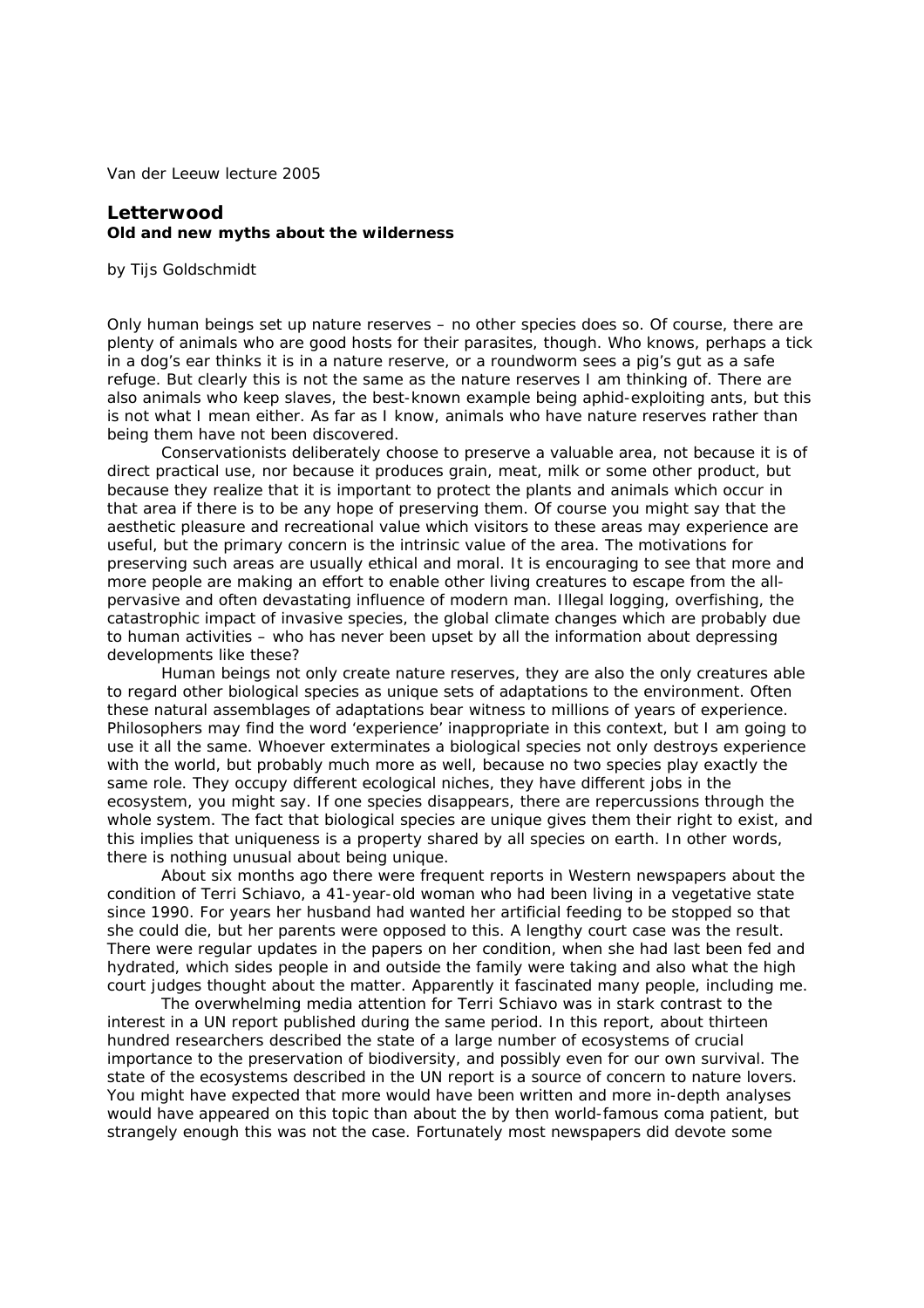Van der Leeuw lecture 2005

# Letterwood

## Old and new myths about the wilderness

by Tijs Goldschmidt

Only human beings set up nature reserves – no other species does so. Of course, there are plenty of animals who are good hosts for their parasites, though. Who knows, perhaps a tick in a dog's ear thinks it is in a nature reserve, or a roundworm sees a pig's gut as a safe refuge. But clearly this is not the same as the nature reserves I am thinking of. There are also animals who keep slaves, the best-known example being aphid-exploiting ants, but this is not what I mean either. As far as I know, animals who have nature reserves rather than being them have not been discovered.

Conservationists deliberately choose to preserve a valuable area, not because it is of direct practical use, nor because it produces grain, meat, milk or some other product, but because they realize that it is important to protect the plants and animals which occur in that area if there is to be any hope of preserving them. Of course you might say that the aesthetic pleasure and recreational value which visitors to these areas may experience are useful, but the primary concern is the intrinsic value of the area. The motivations for preserving such areas are usually ethical and moral. It is encouraging to see that more and more people are making an effort to enable other living creatures to escape from the all-pervasive and often devastating influence of modern man. Illegal logging, overfishing, the catastrophic impact of invasive species, the global climate changes which are probably due to human activities – who has never been upset by all the information about depressing developments like these?

Human beings not only create nature reserves, they are also the only creatures able to regard other biological species as unique sets of adaptations to the environment. Often these natural assemblages of adaptations bear witness to millions of years of experience. Philosophers may find the word 'experience' inappropriate in this context, but I am going to use it all the same. Whoever exterminates a biological species not only destroys experience with the world, but probably much more as well, because no two species play exactly the same role. They occupy different ecological niches, they have different jobs in the ecosystem, you might say. If one species disappears, there are repercussions through the whole system. The fact that biological species are unique gives them their right to exist, and this implies that uniqueness is a property shared by all species on earth. In other words, there is nothing unusual about being unique.

About six months ago there were frequent reports in Western newspapers about the condition of Terri Schiavo, a 41-year-old woman who had been living in a vegetative state since 1990. For years her husband had wanted her artificial feeding to be stopped so that she could die, but her parents were opposed to this. A lengthy court case was the result. There were regular updates in the papers on her condition, when she had last been fed and hydrated, which sides people in and outside the family were taking and also what the high court judges thought about the matter. Apparently it fascinated many people, including me.

The overwhelming media attention for Terri Schiavo was in stark contrast to the interest in a UN report published during the same period. In this report, about thirteen hundred researchers described the state of a large number of ecosystems of crucial importance to the preservation of biodiversity, and possibly even for our own survival. The state of the ecosystems described in the UN report is a source of concern to nature lovers. You might have expected that more would have been written and more in-depth analyses would have appeared on this topic than about the by then world-famous coma patient, but strangely enough this was not the case. Fortunately most newspapers did devote some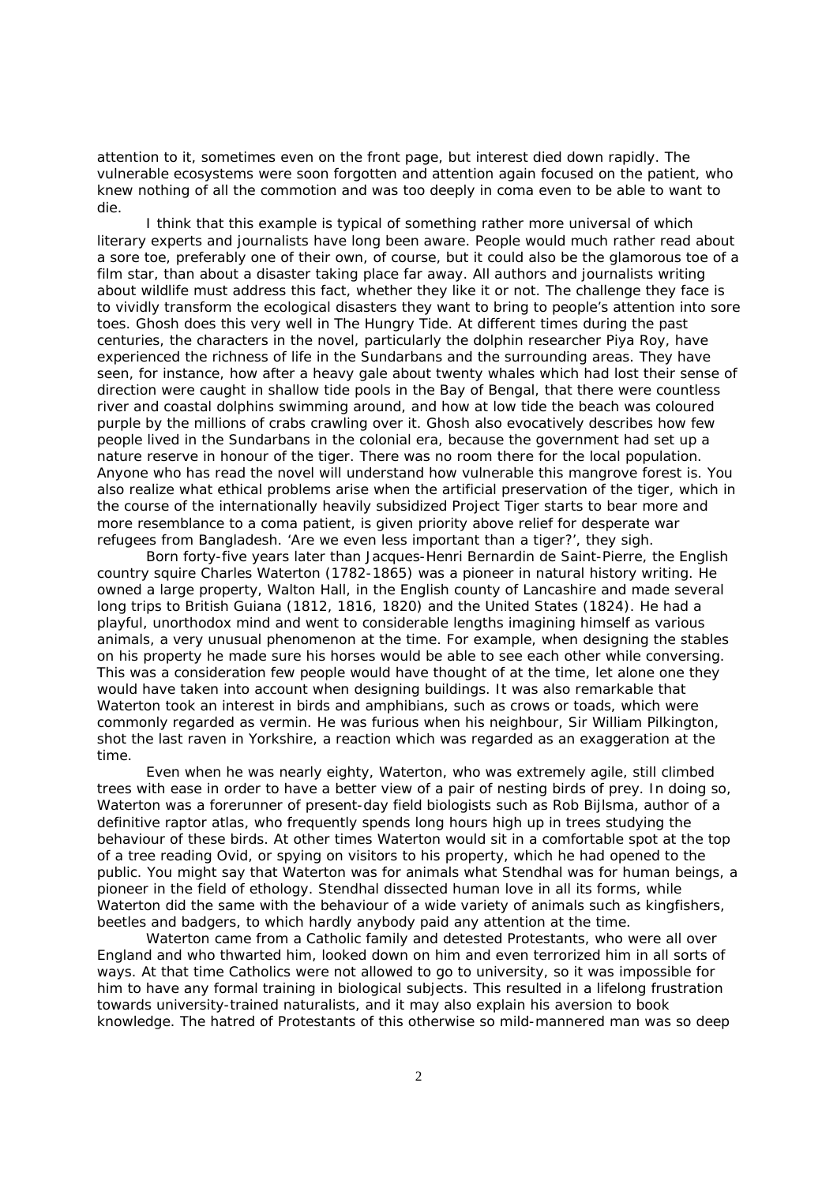attention to it, sometimes even on the front page, but interest died down rapidly. The vulnerable ecosystems were soon forgotten and attention again focused on the patient, who knew nothing of all the commotion and was too deeply in coma even to be able to want to die.

I think that this example is typical of something rather more universal of which literary experts and journalists have long been aware. People would much rather read about a sore toe, preferably one of their own, of course, but it could also be the glamorous toe of a film star, than about a disaster taking place far away. All authors and journalists writing about wildlife must address this fact, whether they like it or not. The challenge they face is to vividly transform the ecological disasters they want to bring to people's attention into sore toes. Ghosh does this very well in The Hungry Tide. At different times during the past centuries, the characters in the novel, particularly the dolphin researcher Piya Roy, have experienced the richness of life in the Sundarbans and the surrounding areas. They have seen, for instance, how after a heavy gale about twenty whales which had lost their sense of direction were caught in shallow tide pools in the Bay of Bengal, that there were countless river and coastal dolphins swimming around, and how at low tide the beach was coloured purple by the millions of crabs crawling over it. Ghosh also evocatively describes how few people lived in the Sundarbans in the colonial era, because the government had set up a nature reserve in honour of the tiger. There was no room there for the local population. Anyone who has read the novel will understand how vulnerable this mangrove forest is. You also realize what ethical problems arise when the artificial preservation of the tiger, which in the course of the internationally heavily subsidized Project Tiger starts to bear more and more resemblance to a coma patient, is given priority above relief for desperate war refugees from Bangladesh. 'Are we even less important than a tiger?', they sigh.

Born forty-five years later than Jacques-Henri Bernardin de Saint-Pierre, the English country squire Charles Waterton (1782-1865) was a pioneer in natural history writing. He owned a large property, Walton Hall, in the English county of Lancashire and made several long trips to British Guiana (1812, 1816, 1820) and the United States (1824). He had a playful, unorthodox mind and went to considerable lengths imagining himself as various animals, a very unusual phenomenon at the time. For example, when designing the stables on his property he made sure his horses would be able to see each other while conversing. This was a consideration few people would have thought of at the time, let alone one they would have taken into account when designing buildings. It was also remarkable that Waterton took an interest in birds and amphibians, such as crows or toads, which were commonly regarded as vermin. He was furious when his neighbour, Sir William Pilkington, shot the last raven in Yorkshire, a reaction which was regarded as an exaggeration at the time.

Even when he was nearly eighty, Waterton, who was extremely agile, still climbed trees with ease in order to have a better view of a pair of nesting birds of prey. In doing so, Waterton was a forerunner of present-day field biologists such as Rob Bijlsma, author of a definitive raptor atlas, who frequently spends long hours high up in trees studying the behaviour of these birds. At other times Waterton would sit in a comfortable spot at the top of a tree reading Ovid, or spying on visitors to his property, which he had opened to the public. You might say that Waterton was for animals what Stendhal was for human beings, a pioneer in the field of ethology. Stendhal dissected human love in all its forms, while Waterton did the same with the behaviour of a wide variety of animals such as kingfishers, beetles and badgers, to which hardly anybody paid any attention at the time.

Waterton came from a Catholic family and detested Protestants, who were all over England and who thwarted him, looked down on him and even terrorized him in all sorts of ways. At that time Catholics were not allowed to go to university, so it was impossible for him to have any formal training in biological subjects. This resulted in a lifelong frustration towards university-trained naturalists, and it may also explain his aversion to book knowledge. The hatred of Protestants of this otherwise so mild-mannered man was so deep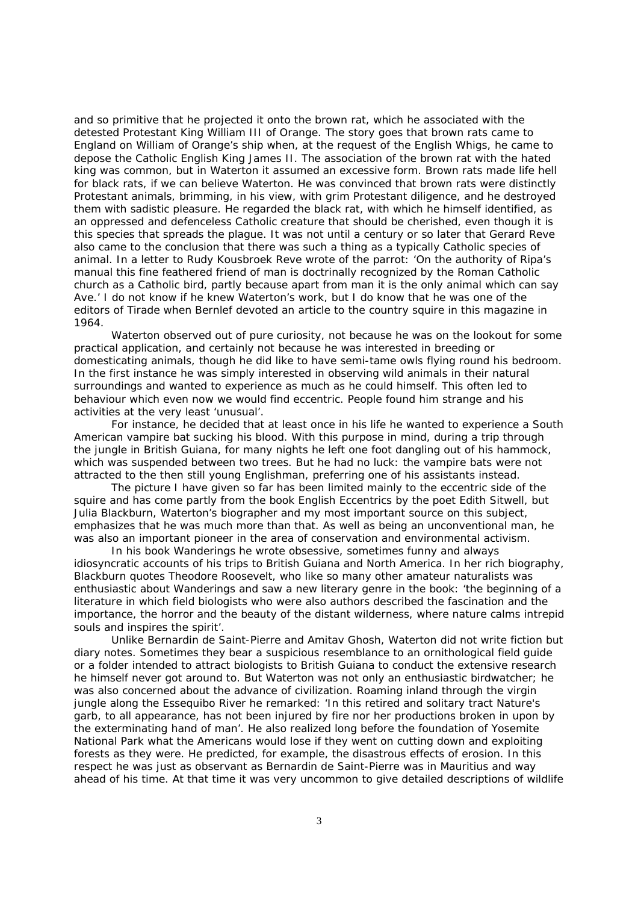and so primitive that he projected it onto the brown rat, which he associated with the detested Protestant King William III of Orange. The story goes that brown rats came to England on William of Orange's ship when, at the request of the English Whigs, he came to depose the Catholic English King James II. The association of the brown rat with the hated king was common, but in Waterton it assumed an excessive form. Brown rats made life hell for black rats, if we can believe Waterton. He was convinced that brown rats were distinctly Protestant animals, brimming, in his view, with grim Protestant diligence, and he destroyed them with sadistic pleasure. He regarded the black rat, with which he himself identified, as an oppressed and defenceless Catholic creature that should be cherished, even though it is this species that spreads the plague. It was not until a century or so later that Gerard Reve also came to the conclusion that there was such a thing as a typically Catholic species of animal. In a letter to Rudy Kousbroek Reve wrote of the parrot: 'On the authority of Ripa's manual this fine feathered friend of man is doctrinally recognized by the Roman Catholic church as a Catholic bird, partly because apart from man it is the only animal which can say Ave.' I do not know if he knew Waterton's work, but I do know that he was one of the editors of Tirade when Bernlef devoted an article to the country squire in this magazine in 1964.

Waterton observed out of pure curiosity, not because he was on the lookout for some practical application, and certainly not because he was interested in breeding or domesticating animals, though he did like to have semi-tame owls flying round his bedroom. In the first instance he was simply interested in observing wild animals in their natural surroundings and wanted to experience as much as he could himself. This often led to behaviour which even now we would find eccentric. People found him strange and his activities at the very least 'unusual'.

For instance, he decided that at least once in his life he wanted to experience a South American vampire bat sucking his blood. With this purpose in mind, during a trip through the jungle in British Guiana, for many nights he left one foot dangling out of his hammock, which was suspended between two trees. But he had no luck: the vampire bats were not attracted to the then still young Englishman, preferring one of his assistants instead.

The picture I have given so far has been limited mainly to the eccentric side of the squire and has come partly from the book English Eccentrics by the poet Edith Sitwell, but Julia Blackburn, Waterton's biographer and my most important source on this subject, emphasizes that he was much more than that. As well as being an unconventional man, he was also an important pioneer in the area of conservation and environmental activism.

In his book Wanderings he wrote obsessive, sometimes funny and always idiosyncratic accounts of his trips to British Guiana and North America. In her rich biography, Blackburn quotes Theodore Roosevelt, who like so many other amateur naturalists was enthusiastic about Wanderings and saw a new literary genre in the book: 'the beginning of a literature in which field biologists who were also authors described the fascination and the importance, the horror and the beauty of the distant wilderness, where nature calms intrepid souls and inspires the spirit'.

Unlike Bernardin de Saint-Pierre and Amitav Ghosh, Waterton did not write fiction but diary notes. Sometimes they bear a suspicious resemblance to an ornithological field guide or a folder intended to attract biologists to British Guiana to conduct the extensive research he himself never got around to. But Waterton was not only an enthusiastic birdwatcher; he was also concerned about the advance of civilization. Roaming inland through the virgin jungle along the Essequibo River he remarked: 'In this retired and solitary tract Nature's garb, to all appearance, has not been injured by fire nor her productions broken in upon by the exterminating hand of man'. He also realized long before the foundation of Yosemite National Park what the Americans would lose if they went on cutting down and exploiting forests as they were. He predicted, for example, the disastrous effects of erosion. In this respect he was just as observant as Bernardin de Saint-Pierre was in Mauritius and way ahead of his time. At that time it was very uncommon to give detailed descriptions of wildlife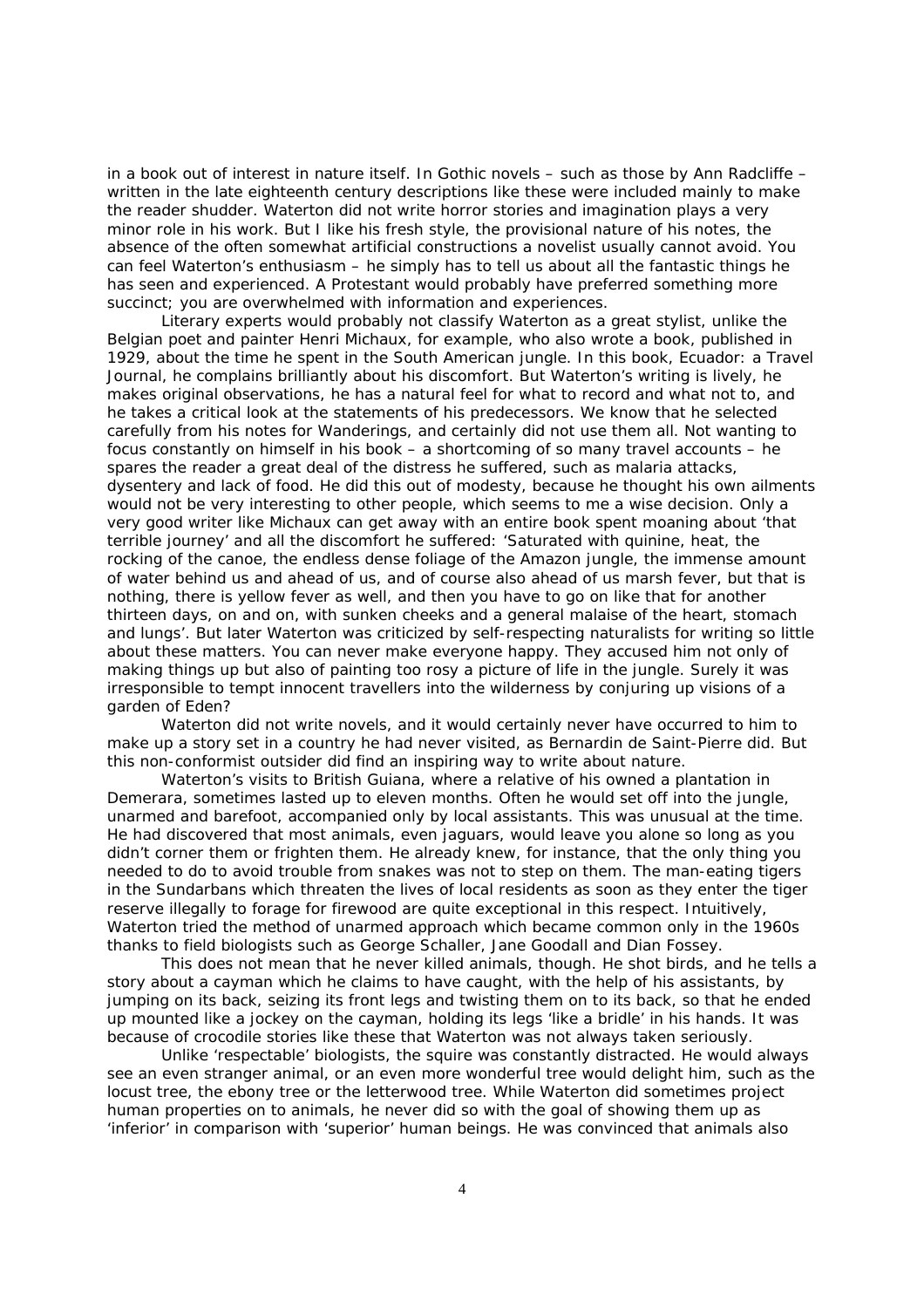in a book out of interest in nature itself. In Gothic novels – such as those by Ann Radcliffe – written in the late eighteenth century descriptions like these were included mainly to make the reader shudder. Waterton did not write horror stories and imagination plays a very minor role in his work. But I like his fresh style, the provisional nature of his notes, the absence of the often somewhat artificial constructions a novelist usually cannot avoid. You can feel Waterton's enthusiasm – he simply has to tell us about all the fantastic things he has seen and experienced. A Protestant would probably have preferred something more succinct; you are overwhelmed with information and experiences.

Literary experts would probably not classify Waterton as a great stylist, unlike the Belgian poet and painter Henri Michaux, for example, who also wrote a book, published in 1929, about the time he spent in the South American jungle. In this book, Ecuador: a Travel Journal, he complains brilliantly about his discomfort. But Waterton's writing is lively, he makes original observations, he has a natural feel for what to record and what not to, and he takes a critical look at the statements of his predecessors. We know that he selected carefully from his notes for Wanderings, and certainly did not use them all. Not wanting to focus constantly on himself in his book – a shortcoming of so many travel accounts – he spares the reader a great deal of the distress he suffered, such as malaria attacks, dysentery and lack of food. He did this out of modesty, because he thought his own ailments would not be very interesting to other people, which seems to me a wise decision. Only a very good writer like Michaux can get away with an entire book spent moaning about 'that terrible journey' and all the discomfort he suffered: 'Saturated with quinine, heat, the rocking of the canoe, the endless dense foliage of the Amazon jungle, the immense amount of water behind us and ahead of us, and of course also ahead of us marsh fever, but that is nothing, there is yellow fever as well, and then you have to go on like that for another thirteen days, on and on, with sunken cheeks and a general malaise of the heart, stomach and lungs'. But later Waterton was criticized by self-respecting naturalists for writing so little about these matters. You can never make everyone happy. They accused him not only of making things up but also of painting too rosy a picture of life in the jungle. Surely it was irresponsible to tempt innocent travellers into the wilderness by conjuring up visions of a garden of Eden?

Waterton did not write novels, and it would certainly never have occurred to him to make up a story set in a country he had never visited, as Bernardin de Saint-Pierre did. But this non-conformist outsider did find an inspiring way to write about nature.

Waterton's visits to British Guiana, where a relative of his owned a plantation in Demerara, sometimes lasted up to eleven months. Often he would set off into the jungle, unarmed and barefoot, accompanied only by local assistants. This was unusual at the time. He had discovered that most animals, even jaguars, would leave you alone so long as you didn't corner them or frighten them. He already knew, for instance, that the only thing you needed to do to avoid trouble from snakes was not to step on them. The man-eating tigers in the Sundarbans which threaten the lives of local residents as soon as they enter the tiger reserve illegally to forage for firewood are quite exceptional in this respect. Intuitively, Waterton tried the method of unarmed approach which became common only in the 1960s thanks to field biologists such as George Schaller, Jane Goodall and Dian Fossey.

This does not mean that he never killed animals, though. He shot birds, and he tells a story about a cayman which he claims to have caught, with the help of his assistants, by jumping on its back, seizing its front legs and twisting them on to its back, so that he ended up mounted like a jockey on the cayman, holding its legs 'like a bridle' in his hands. It was because of crocodile stories like these that Waterton was not always taken seriously.

Unlike 'respectable' biologists, the squire was constantly distracted. He would always see an even stranger animal, or an even more wonderful tree would delight him, such as the locust tree, the ebony tree or the letterwood tree. While Waterton did sometimes project human properties on to animals, he never did so with the goal of showing them up as 'inferior' in comparison with 'superior' human beings. He was convinced that animals also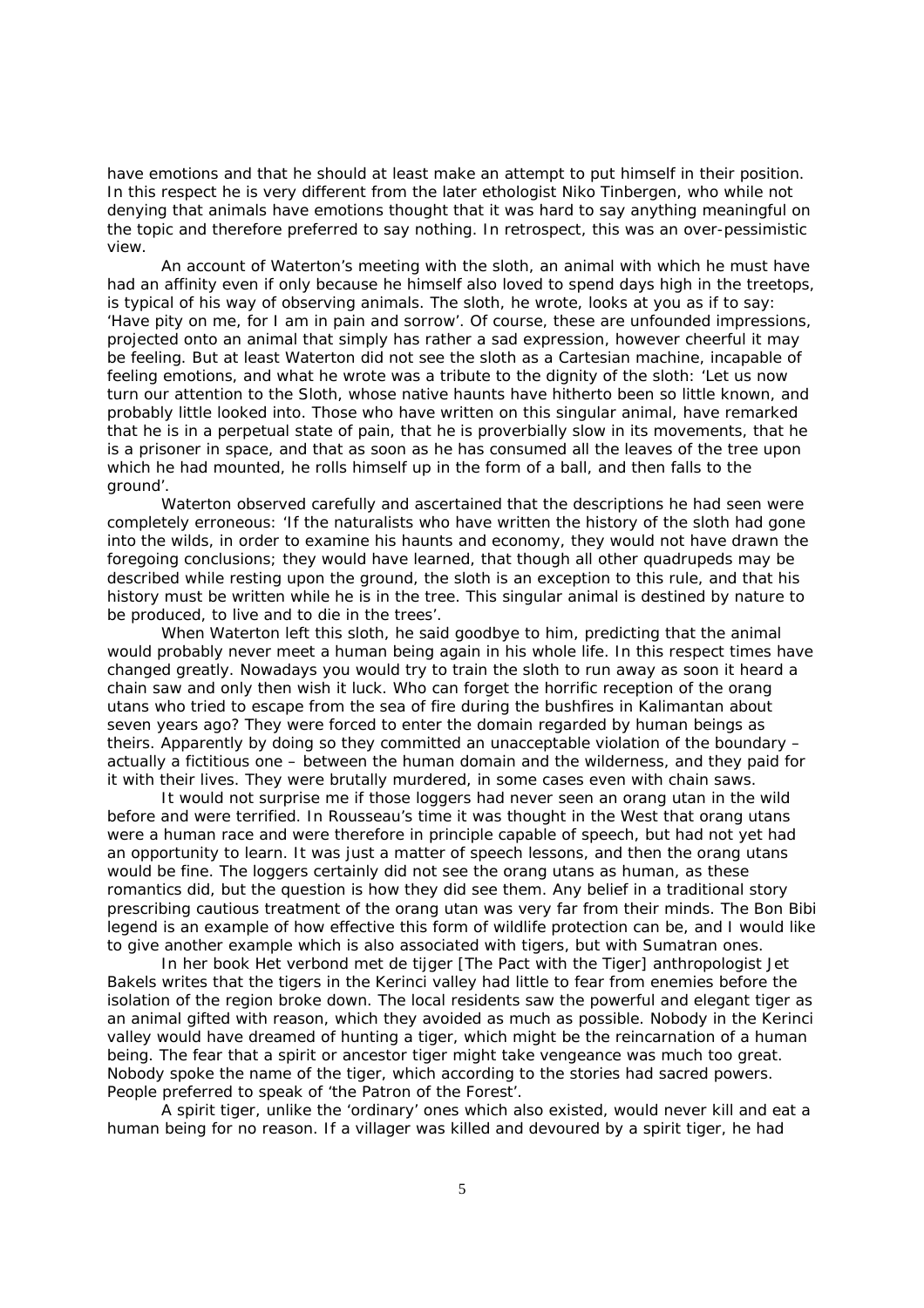have emotions and that he should at least make an attempt to put himself in their position. In this respect he is very different from the later ethologist Niko Tinbergen, who while not denying that animals have emotions thought that it was hard to say anything meaningful on the topic and therefore preferred to say nothing. In retrospect, this was an over-pessimistic view.

An account of Waterton's meeting with the sloth, an animal with which he must have had an affinity even if only because he himself also loved to spend days high in the treetops, is typical of his way of observing animals. The sloth, he wrote, looks at you as if to say: 'Have pity on me, for I am in pain and sorrow'. Of course, these are unfounded impressions, projected onto an animal that simply has rather a sad expression, however cheerful it may be feeling. But at least Waterton did not see the sloth as a Cartesian machine, incapable of feeling emotions, and what he wrote was a tribute to the dignity of the sloth: 'Let us now turn our attention to the Sloth, whose native haunts have hitherto been so little known, and probably little looked into. Those who have written on this singular animal, have remarked that he is in a perpetual state of pain, that he is proverbially slow in its movements, that he is a prisoner in space, and that as soon as he has consumed all the leaves of the tree upon which he had mounted, he rolls himself up in the form of a ball, and then falls to the ground'.

Waterton observed carefully and ascertained that the descriptions he had seen were completely erroneous: 'If the naturalists who have written the history of the sloth had gone into the wilds, in order to examine his haunts and economy, they would not have drawn the foregoing conclusions; they would have learned, that though all other quadrupeds may be described while resting upon the ground, the sloth is an exception to this rule, and that his history must be written while he is in the tree. This singular animal is destined by nature to be produced, to live and to die in the trees'.

When Waterton left this sloth, he said goodbye to him, predicting that the animal would probably never meet a human being again in his whole life. In this respect times have changed greatly. Nowadays you would try to train the sloth to run away as soon it heard a chain saw and only then wish it luck. Who can forget the horrific reception of the orang utans who tried to escape from the sea of fire during the bushfires in Kalimantan about seven years ago? They were forced to enter the domain regarded by human beings as theirs. Apparently by doing so they committed an unacceptable violation of the boundary – actually a fictitious one – between the human domain and the wilderness, and they paid for it with their lives. They were brutally murdered, in some cases even with chain saws.

It would not surprise me if those loggers had never seen an orang utan in the wild before and were terrified. In Rousseau's time it was thought in the West that orang utans were a human race and were therefore in principle capable of speech, but had not yet had an opportunity to learn. It was just a matter of speech lessons, and then the orang utans would be fine. The loggers certainly did not see the orang utans as human, as these romantics did, but the question is how they did see them. Any belief in a traditional story prescribing cautious treatment of the orang utan was very far from their minds. The Bon Bibi legend is an example of how effective this form of wildlife protection can be, and I would like to give another example which is also associated with tigers, but with Sumatran ones.

In her book Het verbond met de tijger [The Pact with the Tiger] anthropologist Jet Bakels writes that the tigers in the Kerinci valley had little to fear from enemies before the isolation of the region broke down. The local residents saw the powerful and elegant tiger as an animal gifted with reason, which they avoided as much as possible. Nobody in the Kerinci valley would have dreamed of hunting a tiger, which might be the reincarnation of a human being. The fear that a spirit or ancestor tiger might take vengeance was much too great. Nobody spoke the name of the tiger, which according to the stories had sacred powers. People preferred to speak of 'the Patron of the Forest'.

A spirit tiger, unlike the 'ordinary' ones which also existed, would never kill and eat a human being for no reason. If a villager was killed and devoured by a spirit tiger, he had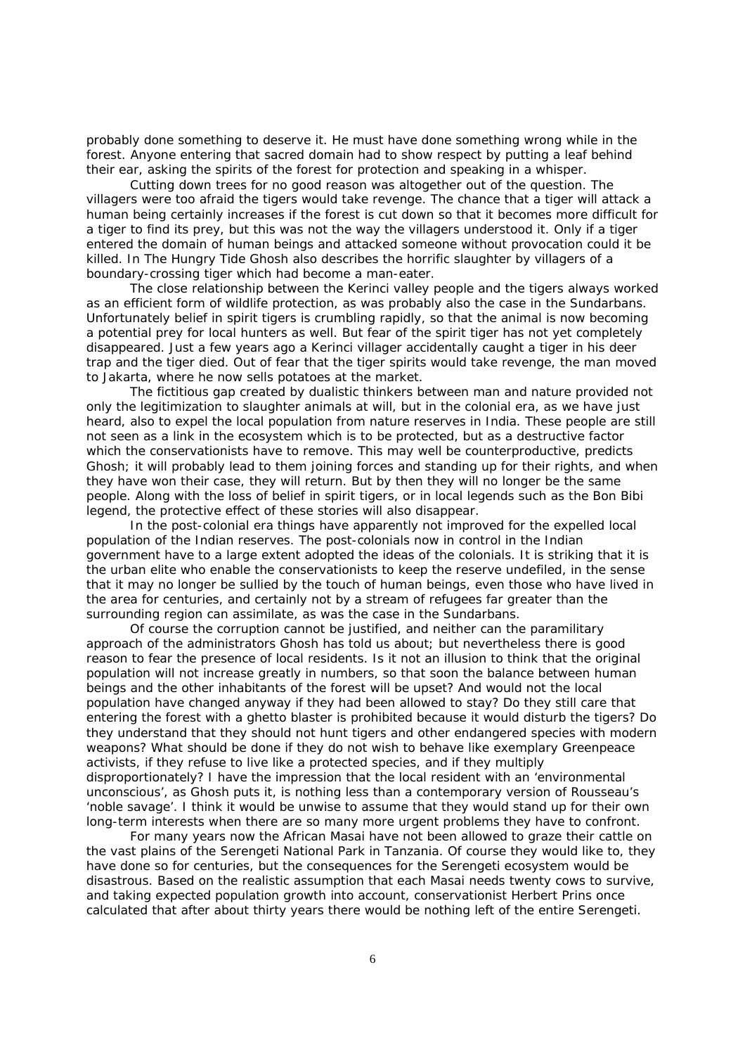probably done something to deserve it. He must have done something wrong while in the forest. Anyone entering that sacred domain had to show respect by putting a leaf behind their ear, asking the spirits of the forest for protection and speaking in a whisper.

Cutting down trees for no good reason was altogether out of the question. The villagers were too afraid the tigers would take revenge. The chance that a tiger will attack a human being certainly increases if the forest is cut down so that it becomes more difficult for a tiger to find its prey, but this was not the way the villagers understood it. Only if a tiger entered the domain of human beings and attacked someone without provocation could it be killed. In The Hungry Tide Ghosh also describes the horrific slaughter by villagers of a boundary-crossing tiger which had become a man-eater.

The close relationship between the Kerinci valley people and the tigers always worked as an efficient form of wildlife protection, as was probably also the case in the Sundarbans. Unfortunately belief in spirit tigers is crumbling rapidly, so that the animal is now becoming a potential prey for local hunters as well. But fear of the spirit tiger has not yet completely disappeared. Just a few years ago a Kerinci villager accidentally caught a tiger in his deer trap and the tiger died. Out of fear that the tiger spirits would take revenge, the man moved to Jakarta, where he now sells potatoes at the market.

The fictitious gap created by dualistic thinkers between man and nature provided not only the legitimization to slaughter animals at will, but in the colonial era, as we have just heard, also to expel the local population from nature reserves in India. These people are still not seen as a link in the ecosystem which is to be protected, but as a destructive factor which the conservationists have to remove. This may well be counterproductive, predicts Ghosh; it will probably lead to them joining forces and standing up for their rights, and when they have won their case, they will return. But by then they will no longer be the same people. Along with the loss of belief in spirit tigers, or in local legends such as the Bon Bibi legend, the protective effect of these stories will also disappear.

In the post-colonial era things have apparently not improved for the expelled local population of the Indian reserves. The post-colonials now in control in the Indian government have to a large extent adopted the ideas of the colonials. It is striking that it is the urban elite who enable the conservationists to keep the reserve undefiled, in the sense that it may no longer be sullied by the touch of human beings, even those who have lived in the area for centuries, and certainly not by a stream of refugees far greater than the surrounding region can assimilate, as was the case in the Sundarbans.

Of course the corruption cannot be justified, and neither can the paramilitary approach of the administrators Ghosh has told us about; but nevertheless there is good reason to fear the presence of local residents. Is it not an illusion to think that the original population will not increase greatly in numbers, so that soon the balance between human beings and the other inhabitants of the forest will be upset? And would not the local population have changed anyway if they had been allowed to stay? Do they still care that entering the forest with a ghetto blaster is prohibited because it would disturb the tigers? Do they understand that they should not hunt tigers and other endangered species with modern weapons? What should be done if they do not wish to behave like exemplary Greenpeace activists, if they refuse to live like a protected species, and if they multiply disproportionately? I have the impression that the local resident with an 'environmental unconscious', as Ghosh puts it, is nothing less than a contemporary version of Rousseau's 'noble savage'. I think it would be unwise to assume that they would stand up for their own long-term interests when there are so many more urgent problems they have to confront.

For many years now the African Masai have not been allowed to graze their cattle on the vast plains of the Serengeti National Park in Tanzania. Of course they would like to, they have done so for centuries, but the consequences for the Serengeti ecosystem would be disastrous. Based on the realistic assumption that each Masai needs twenty cows to survive, and taking expected population growth into account, conservationist Herbert Prins once calculated that after about thirty years there would be nothing left of the entire Serengeti.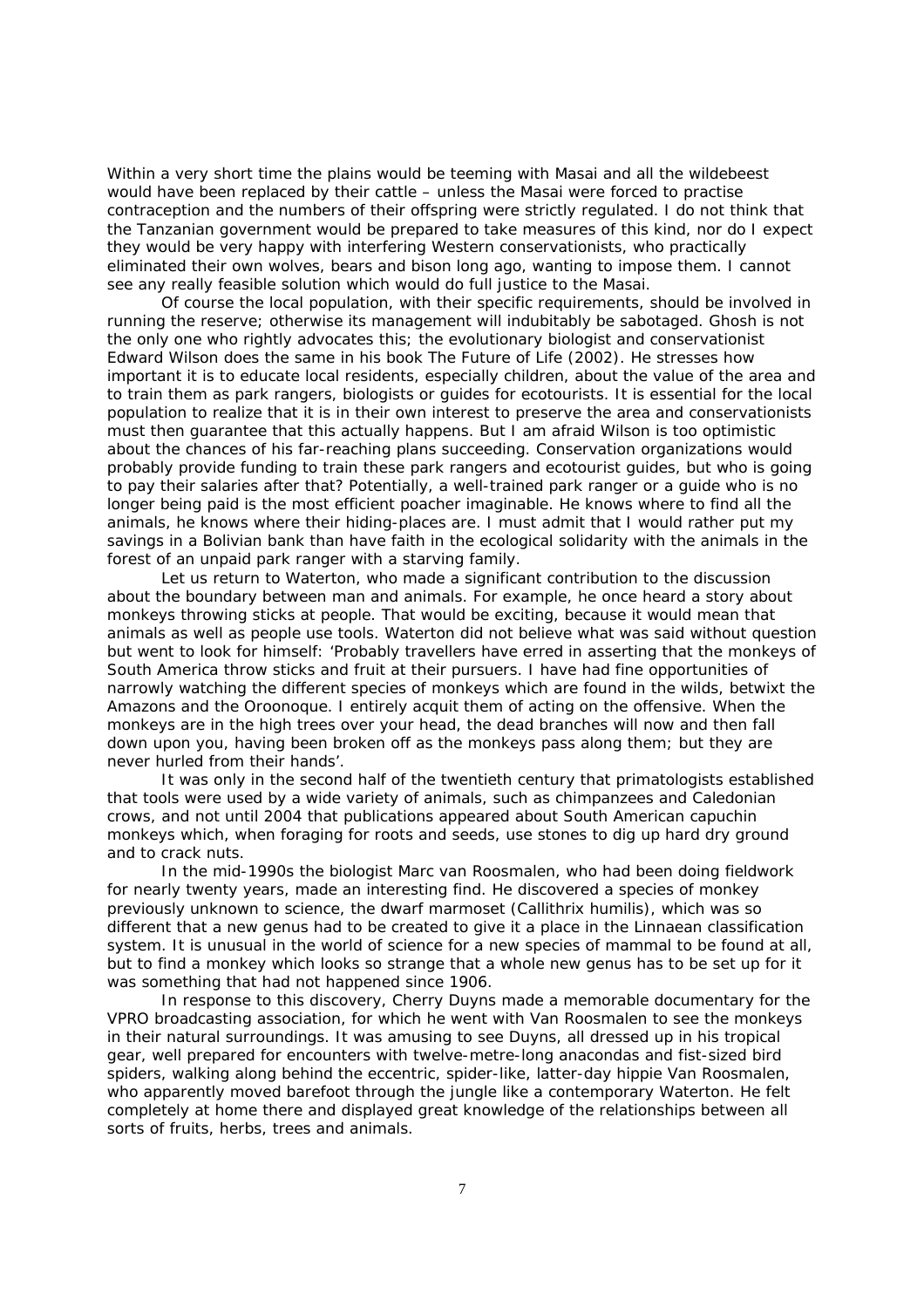Within a very short time the plains would be teeming with Masai and all the wildebeest would have been replaced by their cattle – unless the Masai were forced to practise contraception and the numbers of their offspring were strictly regulated. I do not think that the Tanzanian government would be prepared to take measures of this kind, nor do I expect they would be very happy with interfering Western conservationists, who practically eliminated their own wolves, bears and bison long ago, wanting to impose them. I cannot see any really feasible solution which would do full justice to the Masai.

Of course the local population, with their specific requirements, should be involved in running the reserve; otherwise its management will indubitably be sabotaged. Ghosh is not the only one who rightly advocates this; the evolutionary biologist and conservationist Edward Wilson does the same in his book The Future of Life (2002). He stresses how important it is to educate local residents, especially children, about the value of the area and to train them as park rangers, biologists or guides for ecotourists. It is essential for the local population to realize that it is in their own interest to preserve the area and conservationists must then guarantee that this actually happens. But I am afraid Wilson is too optimistic about the chances of his far-reaching plans succeeding. Conservation organizations would probably provide funding to train these park rangers and ecotourist guides, but who is going to pay their salaries after that? Potentially, a well-trained park ranger or a guide who is no longer being paid is the most efficient poacher imaginable. He knows where to find all the animals, he knows where their hiding-places are. I must admit that I would rather put my savings in a Bolivian bank than have faith in the ecological solidarity with the animals in the forest of an unpaid park ranger with a starving family.

Let us return to Waterton, who made a significant contribution to the discussion about the boundary between man and animals. For example, he once heard a story about monkeys throwing sticks at people. That would be exciting, because it would mean that animals as well as people use tools. Waterton did not believe what was said without question but went to look for himself: 'Probably travellers have erred in asserting that the monkeys of South America throw sticks and fruit at their pursuers. I have had fine opportunities of narrowly watching the different species of monkeys which are found in the wilds, betwixt the Amazons and the Oroonoque. I entirely acquit them of acting on the offensive. When the monkeys are in the high trees over your head, the dead branches will now and then fall down upon you, having been broken off as the monkeys pass along them; but they are never hurled from their hands'.

It was only in the second half of the twentieth century that primatologists established that tools were used by a wide variety of animals, such as chimpanzees and Caledonian crows, and not until 2004 that publications appeared about South American capuchin monkeys which, when foraging for roots and seeds, use stones to dig up hard dry ground and to crack nuts.

In the mid-1990s the biologist Marc van Roosmalen, who had been doing fieldwork for nearly twenty years, made an interesting find. He discovered a species of monkey previously unknown to science, the dwarf marmoset (Callithrix humilis), which was so different that a new genus had to be created to give it a place in the Linnaean classification system. It is unusual in the world of science for a new species of mammal to be found at all, but to find a monkey which looks so strange that a whole new genus has to be set up for it was something that had not happened since 1906.

In response to this discovery, Cherry Duyns made a memorable documentary for the VPRO broadcasting association, for which he went with Van Roosmalen to see the monkeys in their natural surroundings. It was amusing to see Duyns, all dressed up in his tropical gear, well prepared for encounters with twelve-metre-long anacondas and fist-sized bird spiders, walking along behind the eccentric, spider-like, latter-day hippie Van Roosmalen, who apparently moved barefoot through the jungle like a contemporary Waterton. He felt completely at home there and displayed great knowledge of the relationships between all sorts of fruits, herbs, trees and animals.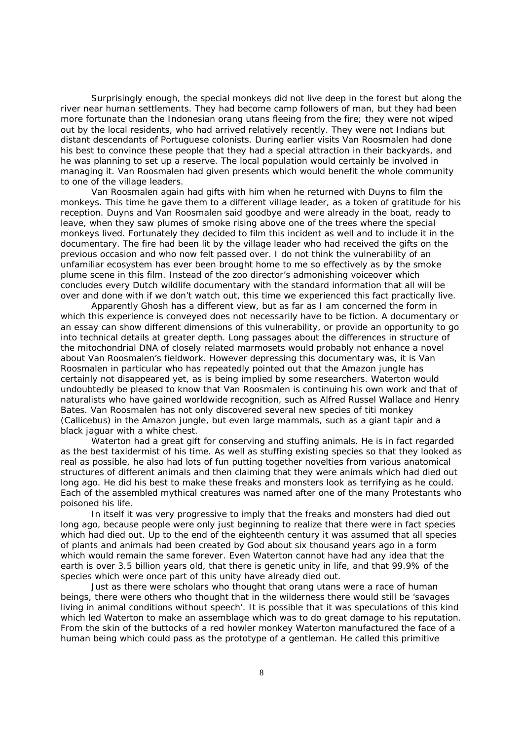Surprisingly enough, the special monkeys did not live deep in the forest but along the river near human settlements. They had become camp followers of man, but they had been more fortunate than the Indonesian orang utans fleeing from the fire; they were not wiped out by the local residents, who had arrived relatively recently. They were not Indians but distant descendants of Portuguese colonists. During earlier visits Van Roosmalen had done his best to convince these people that they had a special attraction in their backyards, and he was planning to set up a reserve. The local population would certainly be involved in managing it. Van Roosmalen had given presents which would benefit the whole community to one of the village leaders.

Van Roosmalen again had gifts with him when he returned with Duyns to film the monkeys. This time he gave them to a different village leader, as a token of gratitude for his reception. Duyns and Van Roosmalen said goodbye and were already in the boat, ready to leave, when they saw plumes of smoke rising above one of the trees where the special monkeys lived. Fortunately they decided to film this incident as well and to include it in the documentary. The fire had been lit by the village leader who had received the gifts on the previous occasion and who now felt passed over. I do not think the vulnerability of an unfamiliar ecosystem has ever been brought home to me so effectively as by the smoke plume scene in this film. Instead of the zoo director's admonishing voiceover which concludes every Dutch wildlife documentary with the standard information that all will be over and done with if we don't watch out, this time we experienced this fact practically live.

Apparently Ghosh has a different view, but as far as I am concerned the form in which this experience is conveyed does not necessarily have to be fiction. A documentary or an essay can show different dimensions of this vulnerability, or provide an opportunity to go into technical details at greater depth. Long passages about the differences in structure of the mitochondrial DNA of closely related marmosets would probably not enhance a novel about Van Roosmalen's fieldwork. However depressing this documentary was, it is Van Roosmalen in particular who has repeatedly pointed out that the Amazon jungle has certainly not disappeared yet, as is being implied by some researchers. Waterton would undoubtedly be pleased to know that Van Roosmalen is continuing his own work and that of naturalists who have gained worldwide recognition, such as Alfred Russel Wallace and Henry Bates. Van Roosmalen has not only discovered several new species of titi monkey (Callicebus) in the Amazon jungle, but even large mammals, such as a giant tapir and a black jaguar with a white chest.

Waterton had a great gift for conserving and stuffing animals. He is in fact regarded as the best taxidermist of his time. As well as stuffing existing species so that they looked as real as possible, he also had lots of fun putting together novelties from various anatomical structures of different animals and then claiming that they were animals which had died out long ago. He did his best to make these freaks and monsters look as terrifying as he could. Each of the assembled mythical creatures was named after one of the many Protestants who poisoned his life.

In itself it was very progressive to imply that the freaks and monsters had died out long ago, because people were only just beginning to realize that there were in fact species which had died out. Up to the end of the eighteenth century it was assumed that all species of plants and animals had been created by God about six thousand years ago in a form which would remain the same forever. Even Waterton cannot have had any idea that the earth is over 3.5 billion years old, that there is genetic unity in life, and that 99.9% of the species which were once part of this unity have already died out.

Just as there were scholars who thought that orang utans were a race of human beings, there were others who thought that in the wilderness there would still be 'savages living in animal conditions without speech'. It is possible that it was speculations of this kind which led Waterton to make an assemblage which was to do great damage to his reputation. From the skin of the buttocks of a red howler monkey Waterton manufactured the face of a human being which could pass as the prototype of a gentleman. He called this primitive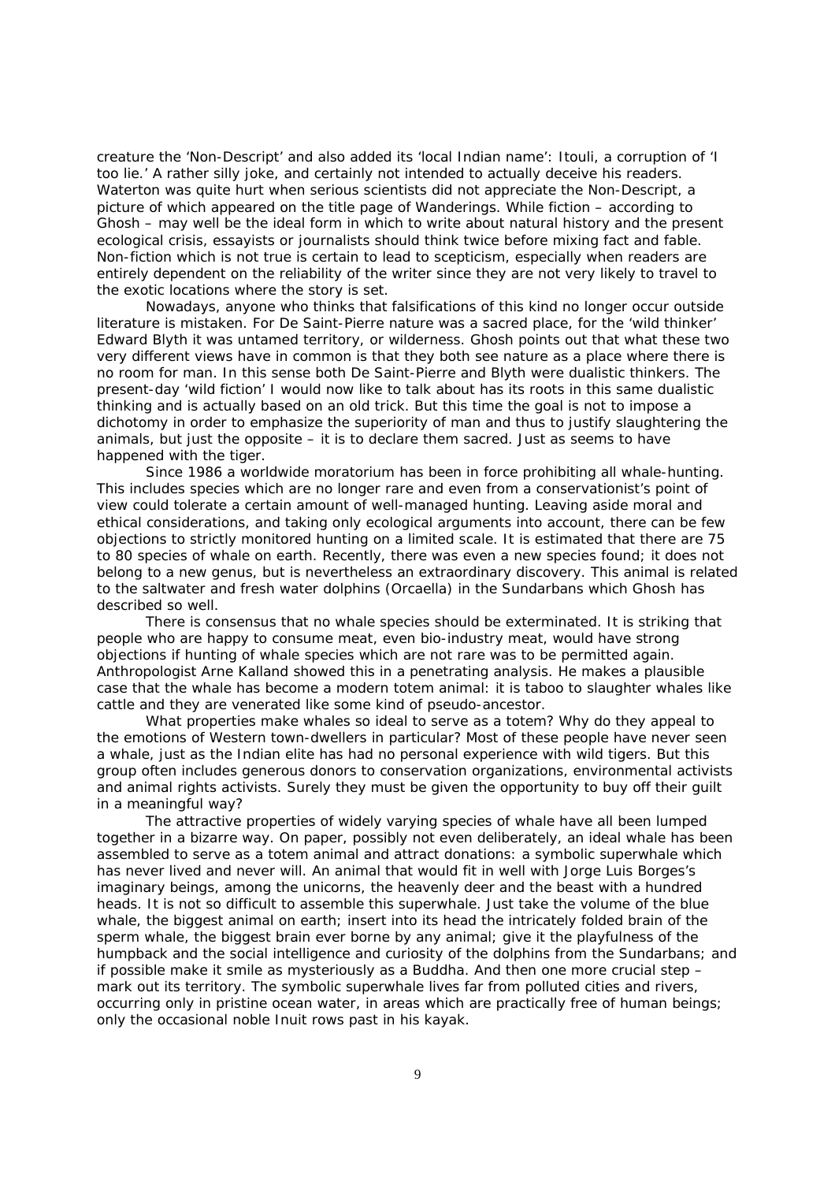creature the 'Non-Descript' and also added its 'local Indian name': Itouli, a corruption of 'I too lie.' A rather silly joke, and certainly not intended to actually deceive his readers. Waterton was quite hurt when serious scientists did not appreciate the Non-Descript, a picture of which appeared on the title page of Wanderings. While fiction – according to Ghosh – may well be the ideal form in which to write about natural history and the present ecological crisis, essayists or journalists should think twice before mixing fact and fable. Non-fiction which is not true is certain to lead to scepticism, especially when readers are entirely dependent on the reliability of the writer since they are not very likely to travel to the exotic locations where the story is set.

Nowadays, anyone who thinks that falsifications of this kind no longer occur outside literature is mistaken. For De Saint-Pierre nature was a sacred place, for the 'wild thinker' Edward Blyth it was untamed territory, or wilderness. Ghosh points out that what these two very different views have in common is that they both see nature as a place where there is no room for man. In this sense both De Saint-Pierre and Blyth were dualistic thinkers. The present-day 'wild fiction' I would now like to talk about has its roots in this same dualistic thinking and is actually based on an old trick. But this time the goal is not to impose a dichotomy in order to emphasize the superiority of man and thus to justify slaughtering the animals, but just the opposite – it is to declare them sacred. Just as seems to have happened with the tiger.

Since 1986 a worldwide moratorium has been in force prohibiting all whale-hunting. This includes species which are no longer rare and even from a conservationist's point of view could tolerate a certain amount of well-managed hunting. Leaving aside moral and ethical considerations, and taking only ecological arguments into account, there can be few objections to strictly monitored hunting on a limited scale. It is estimated that there are 75 to 80 species of whale on earth. Recently, there was even a new species found; it does not belong to a new genus, but is nevertheless an extraordinary discovery. This animal is related to the saltwater and fresh water dolphins (Orcaella) in the Sundarbans which Ghosh has described so well.

There is consensus that no whale species should be exterminated. It is striking that people who are happy to consume meat, even bio-industry meat, would have strong objections if hunting of whale species which are not rare was to be permitted again. Anthropologist Arne Kalland showed this in a penetrating analysis. He makes a plausible case that the whale has become a modern totem animal: it is taboo to slaughter whales like cattle and they are venerated like some kind of pseudo-ancestor.

What properties make whales so ideal to serve as a totem? Why do they appeal to the emotions of Western town-dwellers in particular? Most of these people have never seen a whale, just as the Indian elite has had no personal experience with wild tigers. But this group often includes generous donors to conservation organizations, environmental activists and animal rights activists. Surely they must be given the opportunity to buy off their guilt in a meaningful way?

The attractive properties of widely varying species of whale have all been lumped together in a bizarre way. On paper, possibly not even deliberately, an ideal whale has been assembled to serve as a totem animal and attract donations: a symbolic superwhale which has never lived and never will. An animal that would fit in well with Jorge Luis Borges's imaginary beings, among the unicorns, the heavenly deer and the beast with a hundred heads. It is not so difficult to assemble this superwhale. Just take the volume of the blue whale, the biggest animal on earth; insert into its head the intricately folded brain of the sperm whale, the biggest brain ever borne by any animal; give it the playfulness of the humpback and the social intelligence and curiosity of the dolphins from the Sundarbans; and if possible make it smile as mysteriously as a Buddha. And then one more crucial step – mark out its territory. The symbolic superwhale lives far from polluted cities and rivers, occurring only in pristine ocean water, in areas which are practically free of human beings; only the occasional noble Inuit rows past in his kayak.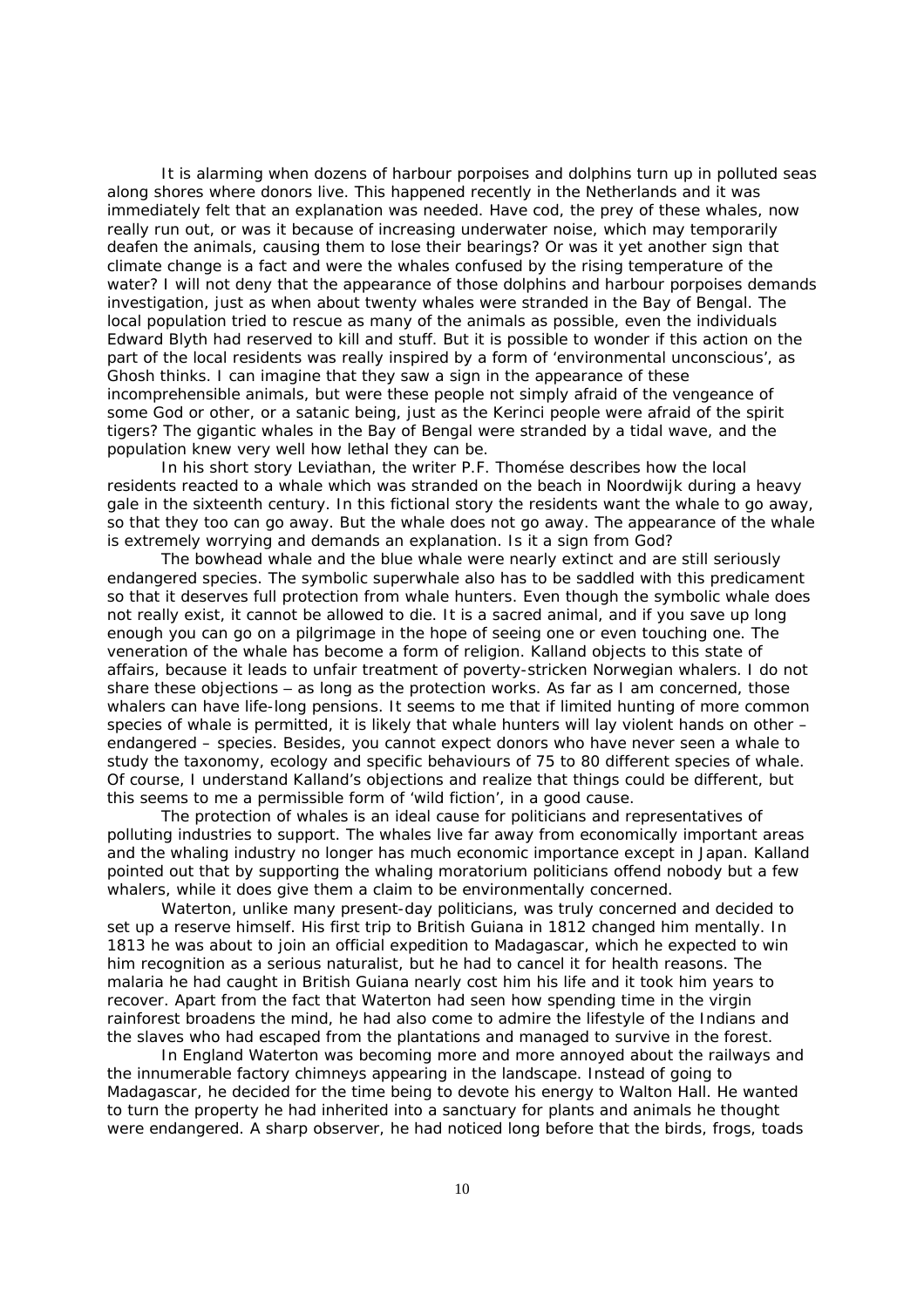It is alarming when dozens of harbour porpoises and dolphins turn up in polluted seas along shores where donors live. This happened recently in the Netherlands and it was immediately felt that an explanation was needed. Have cod, the prey of these whales, now really run out, or was it because of increasing underwater noise, which may temporarily deafen the animals, causing them to lose their bearings? Or was it yet another sign that climate change is a fact and were the whales confused by the rising temperature of the water? I will not deny that the appearance of those dolphins and harbour porpoises demands investigation, just as when about twenty whales were stranded in the Bay of Bengal. The local population tried to rescue as many of the animals as possible, even the individuals Edward Blyth had reserved to kill and stuff. But it is possible to wonder if this action on the part of the local residents was really inspired by a form of 'environmental unconscious', as Ghosh thinks. I can imagine that they saw a sign in the appearance of these incomprehensible animals, but were these people not simply afraid of the vengeance of some God or other, or a satanic being, just as the Kerinci people were afraid of the spirit tigers? The gigantic whales in the Bay of Bengal were stranded by a tidal wave, and the population knew very well how lethal they can be.

In his short story Leviathan, the writer P.F. Thomése describes how the local residents reacted to a whale which was stranded on the beach in Noordwijk during a heavy gale in the sixteenth century. In this fictional story the residents want the whale to go away, so that they too can go away. But the whale does not go away. The appearance of the whale is extremely worrying and demands an explanation. Is it a sign from God?

The bowhead whale and the blue whale were nearly extinct and are still seriously endangered species. The symbolic superwhale also has to be saddled with this predicament so that it deserves full protection from whale hunters. Even though the symbolic whale does not really exist, it cannot be allowed to die. It is a sacred animal, and if you save up long enough you can go on a pilgrimage in the hope of seeing one or even touching one. The veneration of the whale has become a form of religion. Kalland objects to this state of affairs, because it leads to unfair treatment of poverty-stricken Norwegian whalers. I do not share these objections – as long as the protection works. As far as I am concerned, those whalers can have life-long pensions. It seems to me that if limited hunting of more common species of whale is permitted, it is likely that whale hunters will lay violent hands on other – endangered – species. Besides, you cannot expect donors who have never seen a whale to study the taxonomy, ecology and specific behaviours of 75 to 80 different species of whale. Of course, I understand Kalland's objections and realize that things could be different, but this seems to me a permissible form of 'wild fiction', in a good cause.

The protection of whales is an ideal cause for politicians and representatives of polluting industries to support. The whales live far away from economically important areas and the whaling industry no longer has much economic importance except in Japan. Kalland pointed out that by supporting the whaling moratorium politicians offend nobody but a few whalers, while it does give them a claim to be environmentally concerned.

Waterton, unlike many present-day politicians, was truly concerned and decided to set up a reserve himself. His first trip to British Guiana in 1812 changed him mentally. In 1813 he was about to join an official expedition to Madagascar, which he expected to win him recognition as a serious naturalist, but he had to cancel it for health reasons. The malaria he had caught in British Guiana nearly cost him his life and it took him years to recover. Apart from the fact that Waterton had seen how spending time in the virgin rainforest broadens the mind, he had also come to admire the lifestyle of the Indians and the slaves who had escaped from the plantations and managed to survive in the forest.

In England Waterton was becoming more and more annoyed about the railways and the innumerable factory chimneys appearing in the landscape. Instead of going to Madagascar, he decided for the time being to devote his energy to Walton Hall. He wanted to turn the property he had inherited into a sanctuary for plants and animals he thought were endangered. A sharp observer, he had noticed long before that the birds, frogs, toads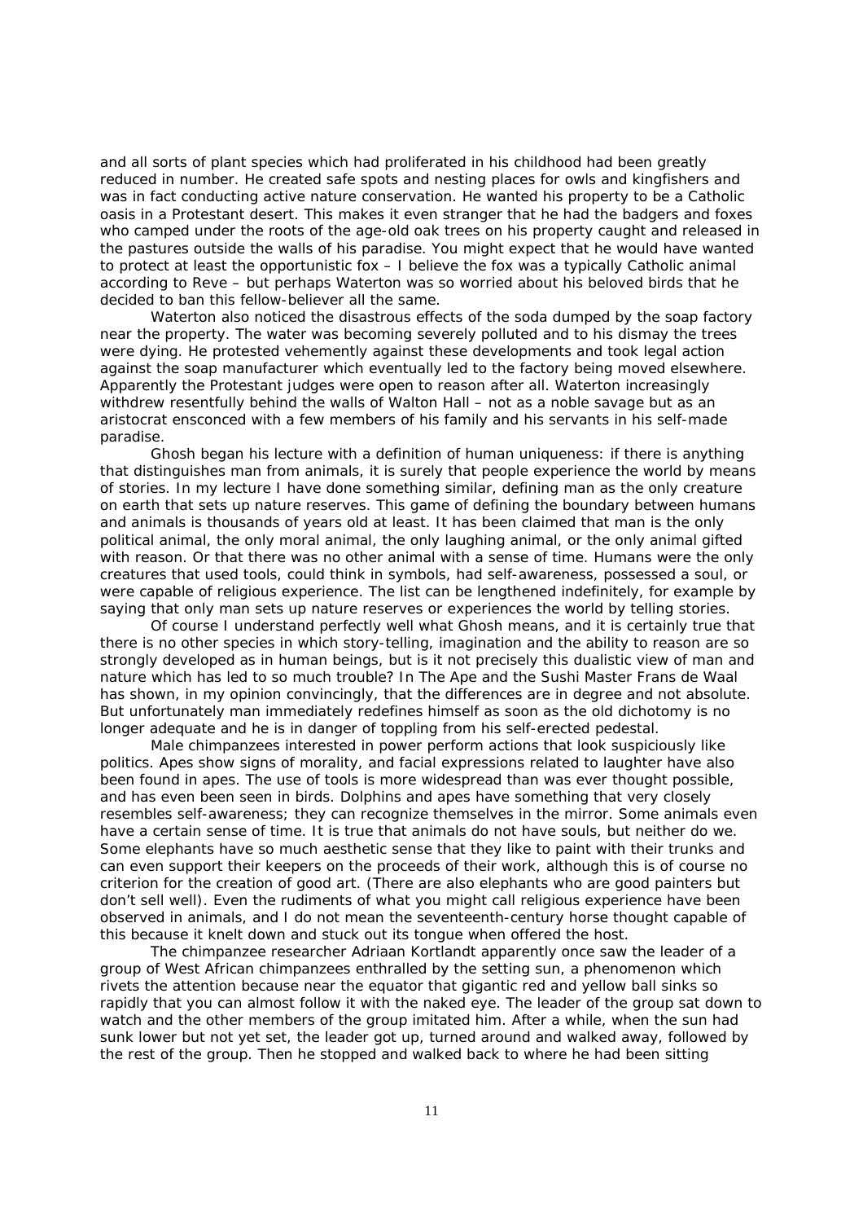and all sorts of plant species which had proliferated in his childhood had been greatly reduced in number. He created safe spots and nesting places for owls and kingfishers and was in fact conducting active nature conservation. He wanted his property to be a Catholic oasis in a Protestant desert. This makes it even stranger that he had the badgers and foxes who camped under the roots of the age-old oak trees on his property caught and released in the pastures outside the walls of his paradise. You might expect that he would have wanted to protect at least the opportunistic fox – I believe the fox was a typically Catholic animal according to Reve – but perhaps Waterton was so worried about his beloved birds that he decided to ban this fellow-believer all the same.

Waterton also noticed the disastrous effects of the soda dumped by the soap factory near the property. The water was becoming severely polluted and to his dismay the trees were dying. He protested vehemently against these developments and took legal action against the soap manufacturer which eventually led to the factory being moved elsewhere. Apparently the Protestant judges were open to reason after all. Waterton increasingly withdrew resentfully behind the walls of Walton Hall – not as a noble savage but as an aristocrat ensconced with a few members of his family and his servants in his self-made paradise.

Ghosh began his lecture with a definition of human uniqueness: if there is anything that distinguishes man from animals, it is surely that people experience the world by means of stories. In my lecture I have done something similar, defining man as the only creature on earth that sets up nature reserves. This game of defining the boundary between humans and animals is thousands of years old at least. It has been claimed that man is the only political animal, the only moral animal, the only laughing animal, or the only animal gifted with reason. Or that there was no other animal with a sense of time. Humans were the only creatures that used tools, could think in symbols, had self-awareness, possessed a soul, or were capable of religious experience. The list can be lengthened indefinitely, for example by saying that only man sets up nature reserves or experiences the world by telling stories.

Of course I understand perfectly well what Ghosh means, and it is certainly true that there is no other species in which story-telling, imagination and the ability to reason are so strongly developed as in human beings, but is it not precisely this dualistic view of man and nature which has led to so much trouble? In *The Ape and the Sushi Master* Frans de Waal has shown, in my opinion convincingly, that the differences are in degree and not absolute. But unfortunately man immediately redefines himself as soon as the old dichotomy is no longer adequate and he is in danger of toppling from his self-erected pedestal.

Male chimpanzees interested in power perform actions that look suspiciously like politics. Apes show signs of morality, and facial expressions related to laughter have also been found in apes. The use of tools is more widespread than was ever thought possible, and has even been seen in birds. Dolphins and apes have something that very closely resembles self-awareness; they can recognize themselves in the mirror. Some animals even have a certain sense of time. It is true that animals do not have souls, but neither do we. Some elephants have so much aesthetic sense that they like to paint with their trunks and can even support their keepers on the proceeds of their work, although this is of course no criterion for the creation of good art. (There are also elephants who are good painters but don't sell well). Even the rudiments of what you might call religious experience have been observed in animals, and I do not mean the seventeenth-century horse thought capable of this because it knelt down and stuck out its tongue when offered the host.

The chimpanzee researcher Adriaan Kortlandt apparently once saw the leader of a group of West African chimpanzees enthralled by the setting sun, a phenomenon which rivets the attention because near the equator that gigantic red and yellow ball sinks so rapidly that you can almost follow it with the naked eye. The leader of the group sat down to watch and the other members of the group imitated him. After a while, when the sun had sunk lower but not yet set, the leader got up, turned around and walked away, followed by the rest of the group. Then he stopped and walked back to where he had been sitting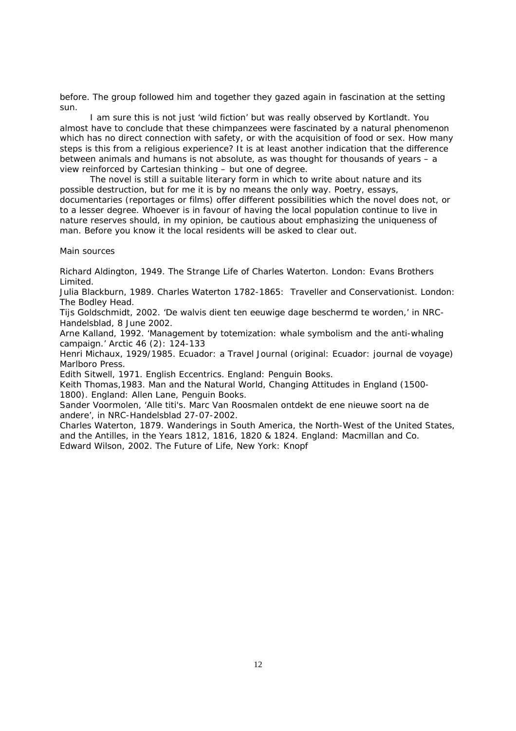before. The group followed him and together they gazed again in fascination at the setting sun.

I am sure this is not just 'wild fiction' but was really observed by Kortlandt. You almost have to conclude that these chimpanzees were fascinated by a natural phenomenon which has no direct connection with safety, or with the acquisition of food or sex. How many steps is this from a religious experience? It is at least another indication that the difference between animals and humans is not absolute, as was thought for thousands of years – a view reinforced by Cartesian thinking – but one of degree.

The novel is still a suitable literary form in which to write about nature and its possible destruction, but for me it is by no means the only way. Poetry, essays, documentaries (reportages or films) offer different possibilities which the novel does not, or to a lesser degree. Whoever is in favour of having the local population continue to live in nature reserves should, in my opinion, be cautious about emphasizing the uniqueness of man. Before you know it the local residents will be asked to clear out.

Main sources

Richard Aldington, 1949. The Strange Life of Charles Waterton. London: Evans Brothers Limited.

Julia Blackburn, 1989. Charles Waterton 1782-1865: Traveller and Conservationist. London: The Bodley Head.

Tijs Goldschmidt, 2002. 'De walvis dient ten eeuwige dage beschermd te worden,' in NRC-Handelsblad, 8 June 2002.

Arne Kalland, 1992. 'Management by totemization: whale symbolism and the anti-whaling campaign.' Arctic 46 (2): 124-133

Henri Michaux, 1929/1985. Ecuador: a Travel Journal (original: Ecuador: journal de voyage) Marlboro Press.

Edith Sitwell, 1971. English Eccentrics. England: Penguin Books.

Keith Thomas,1983. Man and the Natural World, Changing Attitudes in England (1500-1800). England: Allen Lane, Penguin Books.

Sander Voormolen, 'Alle titi's. Marc Van Roosmalen ontdekt de ene nieuwe soort na de andere', in NRC-Handelsblad 27-07-2002.

Charles Waterton, 1879. Wanderings in South America, the North-West of the United States, and the Antilles, in the Years 1812, 1816, 1820 & 1824. England: Macmillan and Co.

Edward Wilson, 2002. The Future of Life, New York: Knopf